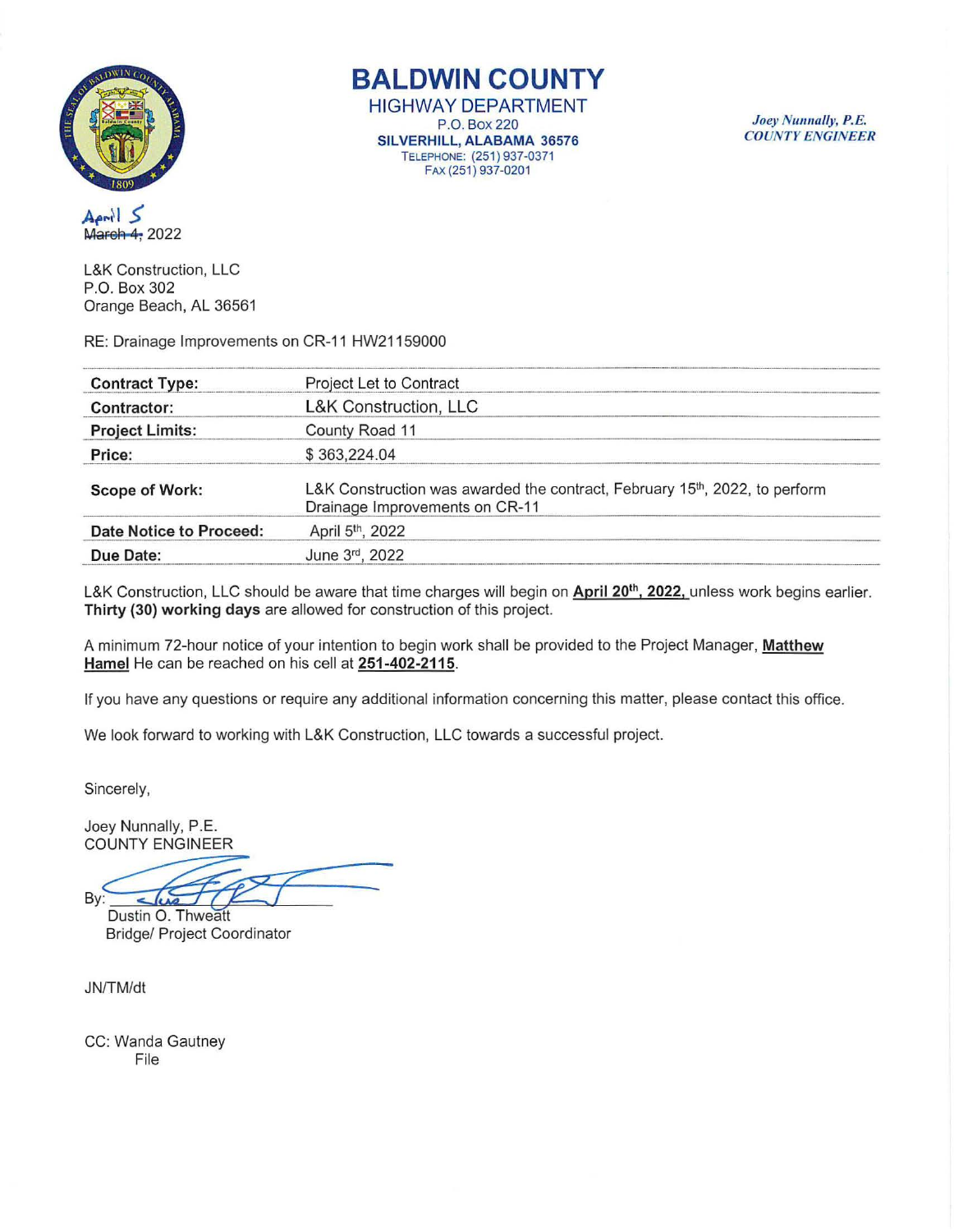# BALDWIN COUNTY

HIGHWAY DEPARTMENT
P.O. Box 220
**SILVERHILL, ALABAMA 36576**
TELEPHONE: (251) 937-0371
FAX (251) 937-0201

***Joey Nunnally, P.E.***
***COUNTY ENGINEER***

April 5 ~~March 4,~~ 2022

L&K Construction, LLC
P.O. Box 302
Orange Beach, AL 36561

RE: Drainage Improvements on CR-11 HW21159000

| | |
|---|---|
| **Contract Type:** | Project Let to Contract |
| **Contractor:** | L&K Construction, LLC |
| **Project Limits:** | County Road 11 |
| **Price:** | $ 363,224.04 |
| **Scope of Work:** | L&K Construction was awarded the contract, February 15th, 2022, to perform Drainage Improvements on CR-11 |
| **Date Notice to Proceed:** | April 5th, 2022 |
| **Due Date:** | June 3rd, 2022 |

L&K Construction, LLC should be aware that time charges will begin on **April 20th, 2022,** unless work begins earlier. **Thirty (30) working days** are allowed for construction of this project.

A minimum 72-hour notice of your intention to begin work shall be provided to the Project Manager, **Matthew Hamel** He can be reached on his cell at **251-402-2115**.

If you have any questions or require any additional information concerning this matter, please contact this office.

We look forward to working with L&K Construction, LLC towards a successful project.

Sincerely,

Joey Nunnally, P.E.
COUNTY ENGINEER

By: ______________________
Dustin O. Thweatt
Bridge/ Project Coordinator

JN/TM/dt

CC: Wanda Gautney
File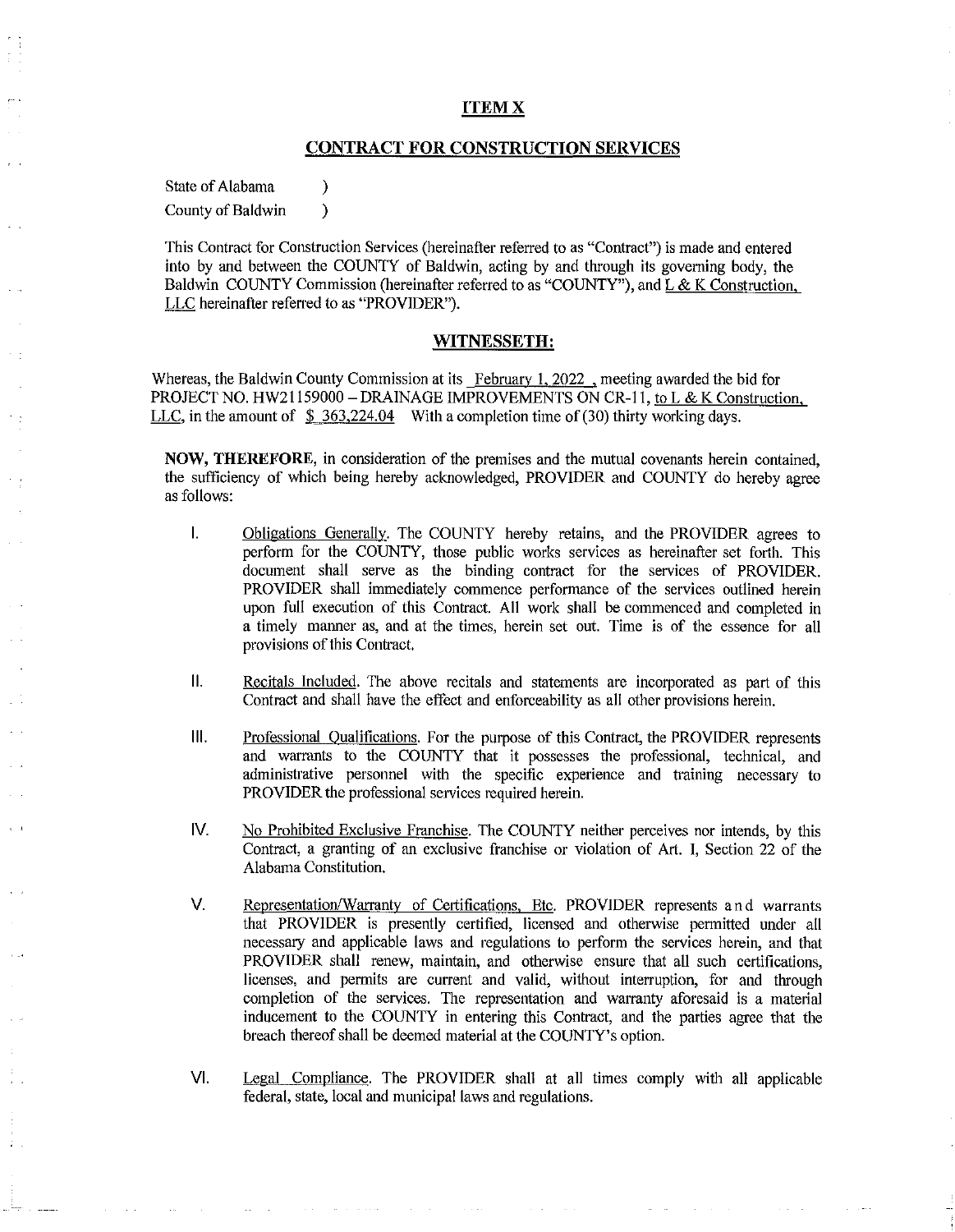## ITEM X

## CONTRACT FOR CONSTRUCTION SERVICES

State of Alabama )
County of Baldwin )

This Contract for Construction Services (hereinafter referred to as "Contract") is made and entered into by and between the COUNTY of Baldwin, acting by and through its governing body, the Baldwin COUNTY Commission (hereinafter referred to as "COUNTY"), and L & K Construction, LLC hereinafter referred to as "PROVIDER").

## WITNESSETH:

Whereas, the Baldwin County Commission at its February 1, 2022 , meeting awarded the bid for PROJECT NO. HW21159000 – DRAINAGE IMPROVEMENTS ON CR-11, to L & K Construction, LLC, in the amount of $ 363,224.04 With a completion time of (30) thirty working days.

**NOW, THEREFORE,** in consideration of the premises and the mutual covenants herein contained, the sufficiency of which being hereby acknowledged, PROVIDER and COUNTY do hereby agree as follows:

I. Obligations Generally. The COUNTY hereby retains, and the PROVIDER agrees to perform for the COUNTY, those public works services as hereinafter set forth. This document shall serve as the binding contract for the services of PROVIDER. PROVIDER shall immediately commence performance of the services outlined herein upon full execution of this Contract. All work shall be commenced and completed in a timely manner as, and at the times, herein set out. Time is of the essence for all provisions of this Contract.

II. Recitals Included. The above recitals and statements are incorporated as part of this Contract and shall have the effect and enforceability as all other provisions herein.

III. Professional Qualifications. For the purpose of this Contract, the PROVIDER represents and warrants to the COUNTY that it possesses the professional, technical, and administrative personnel with the specific experience and training necessary to PROVIDER the professional services required herein.

IV. No Prohibited Exclusive Franchise. The COUNTY neither perceives nor intends, by this Contract, a granting of an exclusive franchise or violation of Art. I, Section 22 of the Alabama Constitution.

V. Representation/Warranty of Certifications, Etc. PROVIDER represents and warrants that PROVIDER is presently certified, licensed and otherwise permitted under all necessary and applicable laws and regulations to perform the services herein, and that PROVIDER shall renew, maintain, and otherwise ensure that all such certifications, licenses, and permits are current and valid, without interruption, for and through completion of the services. The representation and warranty aforesaid is a material inducement to the COUNTY in entering this Contract, and the parties agree that the breach thereof shall be deemed material at the COUNTY's option.

VI. Legal Compliance. The PROVIDER shall at all times comply with all applicable federal, state, local and municipal laws and regulations.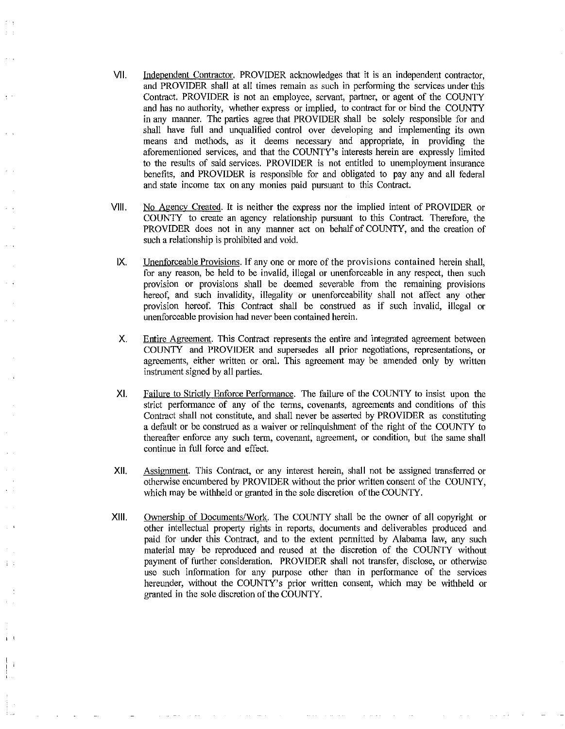VII. Independent Contractor. PROVIDER acknowledges that it is an independent contractor, and PROVIDER shall at all times remain as such in performing the services under this Contract. PROVIDER is not an employee, servant, partner, or agent of the COUNTY and has no authority, whether express or implied, to contract for or bind the COUNTY in any manner. The parties agree that PROVIDER shall be solely responsible for and shall have full and unqualified control over developing and implementing its own means and methods, as it deems necessary and appropriate, in providing the aforementioned services, and that the COUNTY's interests herein are expressly limited to the results of said services. PROVIDER is not entitled to unemployment insurance benefits, and PROVIDER is responsible for and obligated to pay any and all federal and state income tax on any monies paid pursuant to this Contract.

VIII. No Agency Created. It is neither the express nor the implied intent of PROVIDER or COUNTY to create an agency relationship pursuant to this Contract. Therefore, the PROVIDER does not in any manner act on behalf of COUNTY, and the creation of such a relationship is prohibited and void.

IX. Unenforceable Provisions. If any one or more of the provisions contained herein shall, for any reason, be held to be invalid, illegal or unenforceable in any respect, then such provision or provisions shall be deemed severable from the remaining provisions hereof, and such invalidity, illegality or unenforceability shall not affect any other provision hereof. This Contract shall be construed as if such invalid, illegal or unenforceable provision had never been contained herein.

X. Entire Agreement. This Contract represents the entire and integrated agreement between COUNTY and PROVIDER and supersedes all prior negotiations, representations, or agreements, either written or oral. This agreement may be amended only by written instrument signed by all parties.

XI. Failure to Strictly Enforce Performance. The failure of the COUNTY to insist upon the strict performance of any of the terms, covenants, agreements and conditions of this Contract shall not constitute, and shall never be asserted by PROVIDER as constituting a default or be construed as a waiver or relinquishment of the right of the COUNTY to thereafter enforce any such term, covenant, agreement, or condition, but the same shall continue in full force and effect.

XII. Assignment. This Contract, or any interest herein, shall not be assigned transferred or otherwise encumbered by PROVIDER without the prior written consent of the COUNTY, which may be withheld or granted in the sole discretion of the COUNTY.

XIII. Ownership of Documents/Work. The COUNTY shall be the owner of all copyright or other intellectual property rights in reports, documents and deliverables produced and paid for under this Contract, and to the extent permitted by Alabama law, any such material may be reproduced and reused at the discretion of the COUNTY without payment of further consideration. PROVIDER shall not transfer, disclose, or otherwise use such information for any purpose other than in performance of the services hereunder, without the COUNTY's prior written consent, which may be withheld or granted in the sole discretion of the COUNTY.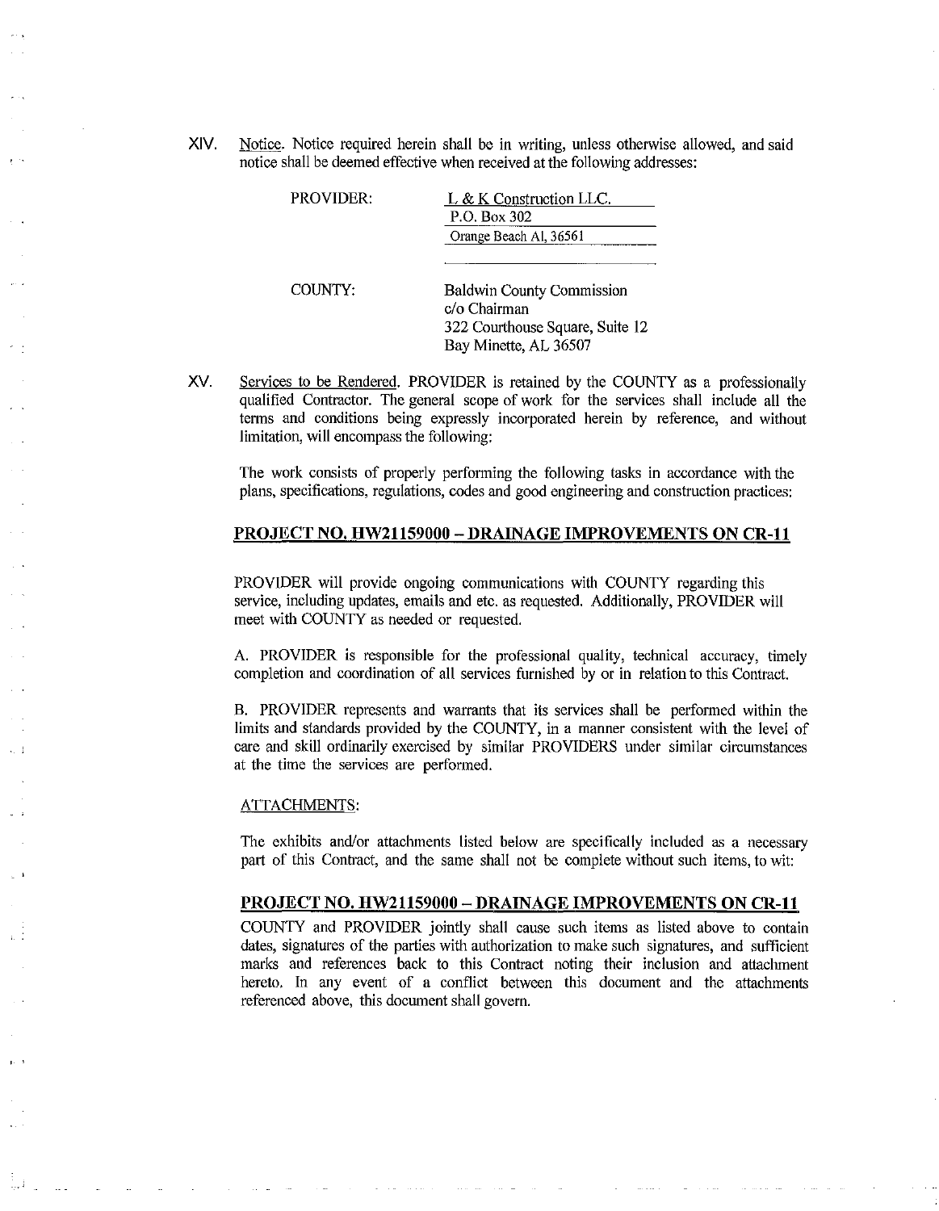XIV. Notice. Notice required herein shall be in writing, unless otherwise allowed, and said notice shall be deemed effective when received at the following addresses:

PROVIDER: L & K Construction LLC.
P.O. Box 302
Orange Beach Al, 36561

COUNTY: Baldwin County Commission
c/o Chairman
322 Courthouse Square, Suite 12
Bay Minette, AL 36507

XV. Services to be Rendered. PROVIDER is retained by the COUNTY as a professionally qualified Contractor. The general scope of work for the services shall include all the terms and conditions being expressly incorporated herein by reference, and without limitation, will encompass the following:

The work consists of properly performing the following tasks in accordance with the plans, specifications, regulations, codes and good engineering and construction practices:

**PROJECT NO. HW21159000 – DRAINAGE IMPROVEMENTS ON CR-11**

PROVIDER will provide ongoing communications with COUNTY regarding this service, including updates, emails and etc. as requested. Additionally, PROVIDER will meet with COUNTY as needed or requested.

A. PROVIDER is responsible for the professional quality, technical accuracy, timely completion and coordination of all services furnished by or in relation to this Contract.

B. PROVIDER represents and warrants that its services shall be performed within the limits and standards provided by the COUNTY, in a manner consistent with the level of care and skill ordinarily exercised by similar PROVIDERS under similar circumstances at the time the services are performed.

ATTACHMENTS:

The exhibits and/or attachments listed below are specifically included as a necessary part of this Contract, and the same shall not be complete without such items, to wit:

**PROJECT NO. HW21159000 – DRAINAGE IMPROVEMENTS ON CR-11**

COUNTY and PROVIDER jointly shall cause such items as listed above to contain dates, signatures of the parties with authorization to make such signatures, and sufficient marks and references back to this Contract noting their inclusion and attachment hereto. In any event of a conflict between this document and the attachments referenced above, this document shall govern.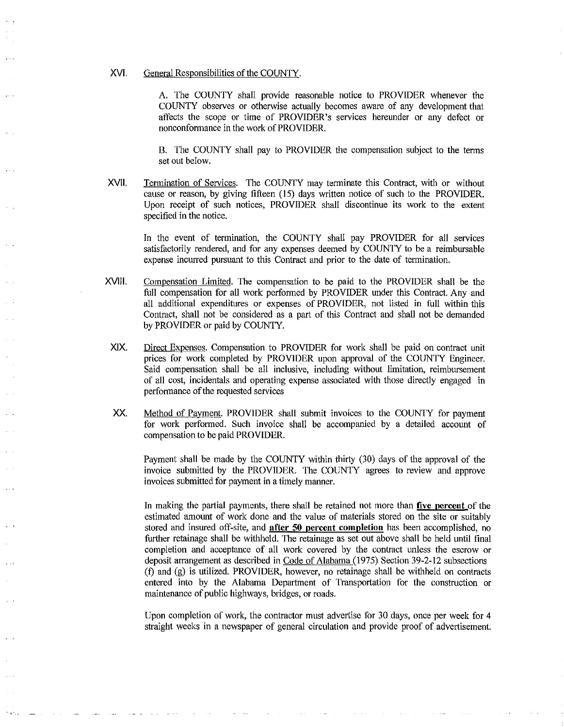XVI. General Responsibilities of the COUNTY.

A. The COUNTY shall provide reasonable notice to PROVIDER whenever the COUNTY observes or otherwise actually becomes aware of any development that affects the scope or time of PROVIDER's services hereunder or any defect or nonconformance in the work of PROVIDER.

B. The COUNTY shall pay to PROVIDER the compensation subject to the terms set out below.

XVII. Termination of Services. The COUNTY may terminate this Contract, with or without cause or reason, by giving fifteen (15) days written notice of such to the PROVIDER. Upon receipt of such notices, PROVIDER shall discontinue its work to the extent specified in the notice.

In the event of termination, the COUNTY shall pay PROVIDER for all services satisfactorily rendered, and for any expenses deemed by COUNTY to be a reimbursable expense incurred pursuant to this Contract and prior to the date of termination.

XVIII. Compensation Limited. The compensation to be paid to the PROVIDER shall be the full compensation for all work performed by PROVIDER under this Contract. Any and all additional expenditures or expenses of PROVIDER, not listed in full within this Contract, shall not be considered as a part of this Contract and shall not be demanded by PROVIDER or paid by COUNTY.

XIX. Direct Expenses. Compensation to PROVIDER for work shall be paid on contract unit prices for work completed by PROVIDER upon approval of the COUNTY Engineer. Said compensation shall be all inclusive, including without limitation, reimbursement of all cost, incidentals and operating expense associated with those directly engaged in performance of the requested services

XX. Method of Payment. PROVIDER shall submit invoices to the COUNTY for payment for work performed. Such invoice shall be accompanied by a detailed account of compensation to be paid PROVIDER.

Payment shall be made by the COUNTY within thirty (30) days of the approval of the invoice submitted by the PROVIDER. The COUNTY agrees to review and approve invoices submitted for payment in a timely manner.

In making the partial payments, there shall be retained not more than **five percent** of the estimated amount of work done and the value of materials stored on the site or suitably stored and insured off-site, and **after 50 percent completion** has been accomplished, no further retainage shall be withheld. The retainage as set out above shall be held until final completion and acceptance of all work covered by the contract unless the escrow or deposit arrangement as described in Code of Alabama (1975) Section 39-2-12 subsections (f) and (g) is utilized. PROVIDER, however, no retainage shall be withheld on contracts entered into by the Alabama Department of Transportation for the construction or maintenance of public highways, bridges, or roads.

Upon completion of work, the contractor must advertise for 30 days, once per week for 4 straight weeks in a newspaper of general circulation and provide proof of advertisement.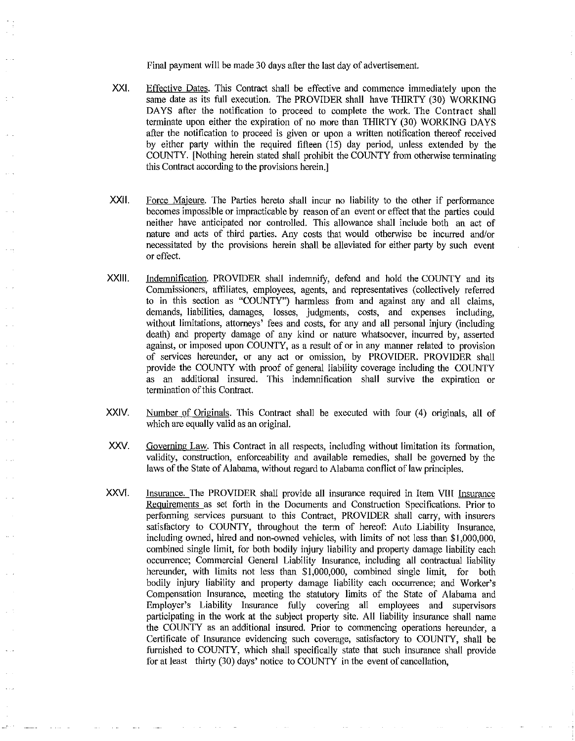Final payment will be made 30 days after the last day of advertisement.

XXI. Effective Dates. This Contract shall be effective and commence immediately upon the same date as its full execution. The PROVIDER shall have THIRTY (30) WORKING DAYS after the notification to proceed to complete the work. The Contract shall terminate upon either the expiration of no more than THIRTY (30) WORKING DAYS after the notification to proceed is given or upon a written notification thereof received by either party within the required fifteen (15) day period, unless extended by the COUNTY. [Nothing herein stated shall prohibit the COUNTY from otherwise terminating this Contract according to the provisions herein.]

XXII. Force Majeure. The Parties hereto shall incur no liability to the other if performance becomes impossible or impracticable by reason of an event or effect that the parties could neither have anticipated nor controlled. This allowance shall include both an act of nature and acts of third parties. Any costs that would otherwise be incurred and/or necessitated by the provisions herein shall be alleviated for either party by such event or effect.

XXIII. Indemnification. PROVIDER shall indemnify, defend and hold the COUNTY and its Commissioners, affiliates, employees, agents, and representatives (collectively referred to in this section as "COUNTY") harmless from and against any and all claims, demands, liabilities, damages, losses, judgments, costs, and expenses including, without limitations, attorneys' fees and costs, for any and all personal injury (including death) and property damage of any kind or nature whatsoever, incurred by, asserted against, or imposed upon COUNTY, as a result of or in any manner related to provision of services hereunder, or any act or omission, by PROVIDER. PROVIDER shall provide the COUNTY with proof of general liability coverage including the COUNTY as an additional insured. This indemnification shall survive the expiration or termination of this Contract.

XXIV. Number of Originals. This Contract shall be executed with four (4) originals, all of which are equally valid as an original.

XXV. Governing Law. This Contract in all respects, including without limitation its formation, validity, construction, enforceability and available remedies, shall be governed by the laws of the State of Alabama, without regard to Alabama conflict of law principles.

XXVI. Insurance. The PROVIDER shall provide all insurance required in Item VIII Insurance Requirements as set forth in the Documents and Construction Specifications. Prior to performing services pursuant to this Contract, PROVIDER shall carry, with insurers satisfactory to COUNTY, throughout the term of hereof: Auto Liability Insurance, including owned, hired and non-owned vehicles, with limits of not less than $1,000,000, combined single limit, for both bodily injury liability and property damage liability each occurrence; Commercial General Liability Insurance, including all contractual liability hereunder, with limits not less than $1,000,000, combined single limit, for both bodily injury liability and property damage liability each occurrence; and Worker's Compensation Insurance, meeting the statutory limits of the State of Alabama and Employer's Liability Insurance fully covering all employees and supervisors participating in the work at the subject property site. All liability insurance shall name the COUNTY as an additional insured. Prior to commencing operations hereunder, a Certificate of Insurance evidencing such coverage, satisfactory to COUNTY, shall be furnished to COUNTY, which shall specifically state that such insurance shall provide for at least thirty (30) days' notice to COUNTY in the event of cancellation,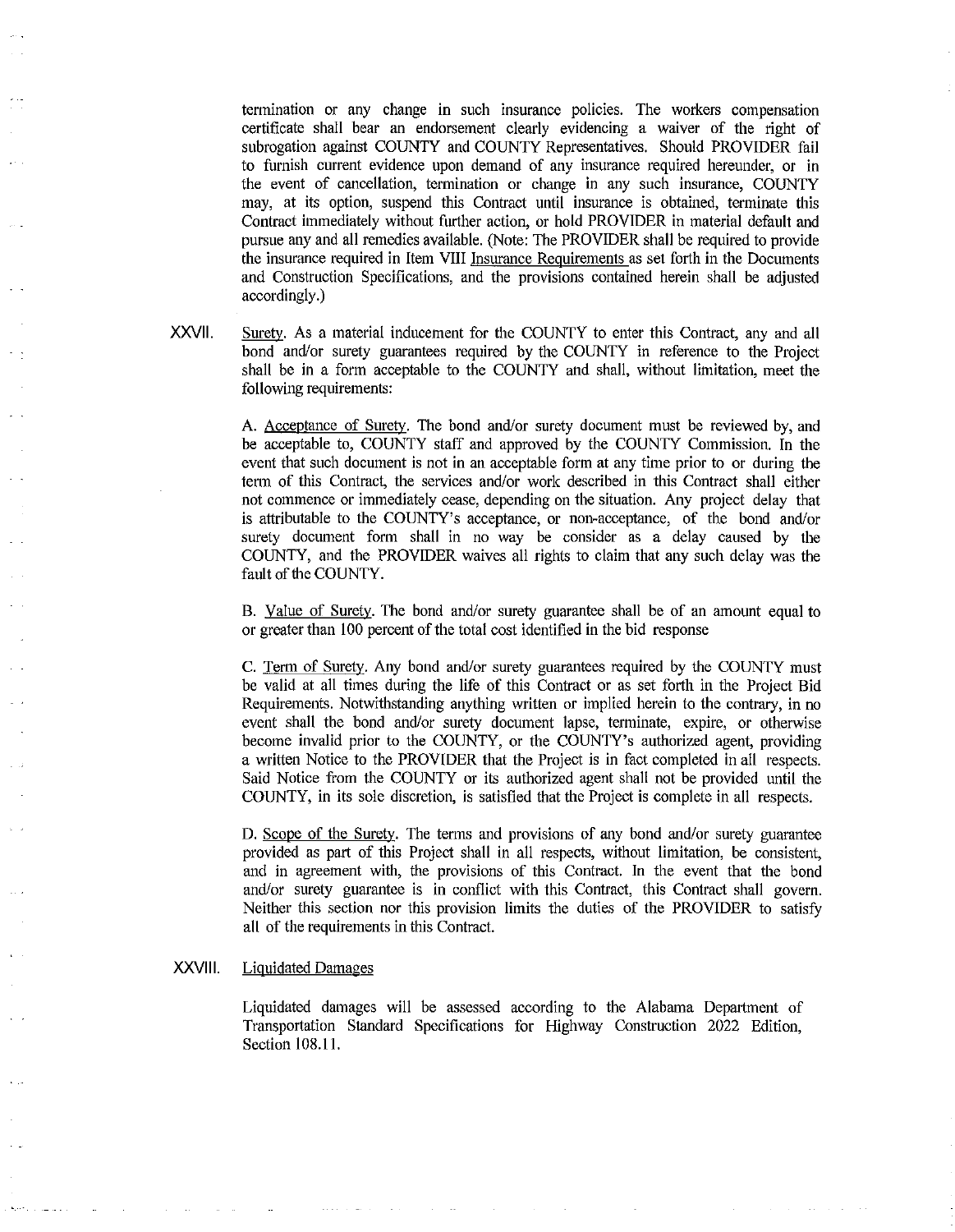termination or any change in such insurance policies. The workers compensation certificate shall bear an endorsement clearly evidencing a waiver of the right of subrogation against COUNTY and COUNTY Representatives. Should PROVIDER fail to furnish current evidence upon demand of any insurance required hereunder, or in the event of cancellation, termination or change in any such insurance, COUNTY may, at its option, suspend this Contract until insurance is obtained, terminate this Contract immediately without further action, or hold PROVIDER in material default and pursue any and all remedies available. (Note: The PROVIDER shall be required to provide the insurance required in Item VIII Insurance Requirements as set forth in the Documents and Construction Specifications, and the provisions contained herein shall be adjusted accordingly.)

XXVII. Surety. As a material inducement for the COUNTY to enter this Contract, any and all bond and/or surety guarantees required by the COUNTY in reference to the Project shall be in a form acceptable to the COUNTY and shall, without limitation, meet the following requirements:

A. Acceptance of Surety. The bond and/or surety document must be reviewed by, and be acceptable to, COUNTY staff and approved by the COUNTY Commission. In the event that such document is not in an acceptable form at any time prior to or during the term of this Contract, the services and/or work described in this Contract shall either not commence or immediately cease, depending on the situation. Any project delay that is attributable to the COUNTY's acceptance, or non-acceptance, of the bond and/or surety document form shall in no way be consider as a delay caused by the COUNTY, and the PROVIDER waives all rights to claim that any such delay was the fault of the COUNTY.

B. Value of Surety. The bond and/or surety guarantee shall be of an amount equal to or greater than 100 percent of the total cost identified in the bid response

C. Term of Surety. Any bond and/or surety guarantees required by the COUNTY must be valid at all times during the life of this Contract or as set forth in the Project Bid Requirements. Notwithstanding anything written or implied herein to the contrary, in no event shall the bond and/or surety document lapse, terminate, expire, or otherwise become invalid prior to the COUNTY, or the COUNTY's authorized agent, providing a written Notice to the PROVIDER that the Project is in fact completed in all respects. Said Notice from the COUNTY or its authorized agent shall not be provided until the COUNTY, in its sole discretion, is satisfied that the Project is complete in all respects.

D. Scope of the Surety. The terms and provisions of any bond and/or surety guarantee provided as part of this Project shall in all respects, without limitation, be consistent, and in agreement with, the provisions of this Contract. In the event that the bond and/or surety guarantee is in conflict with this Contract, this Contract shall govern. Neither this section nor this provision limits the duties of the PROVIDER to satisfy all of the requirements in this Contract.

XXVIII. Liquidated Damages

Liquidated damages will be assessed according to the Alabama Department of Transportation Standard Specifications for Highway Construction 2022 Edition, Section 108.11.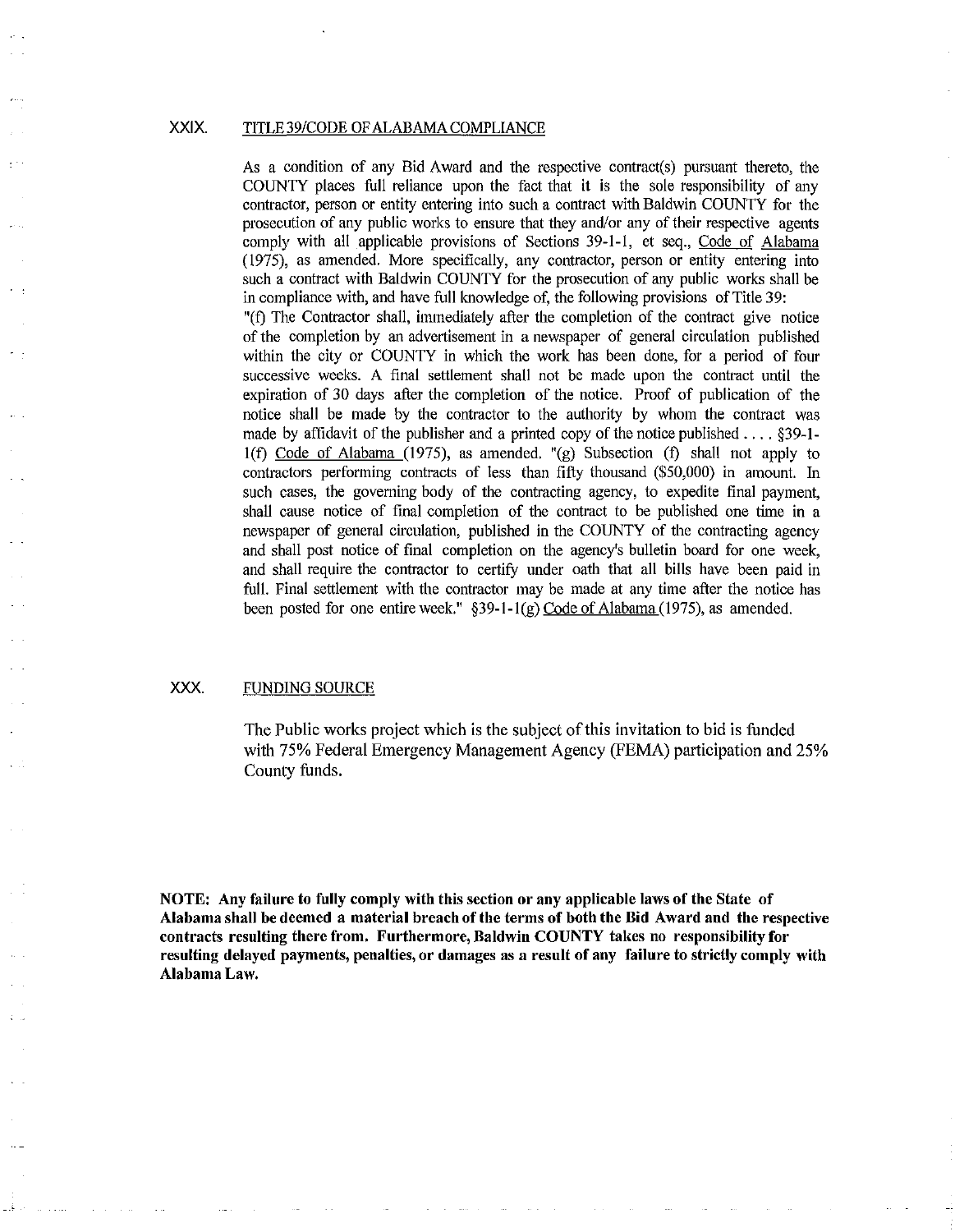## XXIX. TITLE 39/CODE OF ALABAMA COMPLIANCE

As a condition of any Bid Award and the respective contract(s) pursuant thereto, the COUNTY places full reliance upon the fact that it is the sole responsibility of any contractor, person or entity entering into such a contract with Baldwin COUNTY for the prosecution of any public works to ensure that they and/or any of their respective agents comply with all applicable provisions of Sections 39-1-1, et seq., Code of Alabama (1975), as amended. More specifically, any contractor, person or entity entering into such a contract with Baldwin COUNTY for the prosecution of any public works shall be in compliance with, and have full knowledge of, the following provisions of Title 39:

"(f) The Contractor shall, immediately after the completion of the contract give notice of the completion by an advertisement in a newspaper of general circulation published within the city or COUNTY in which the work has been done, for a period of four successive weeks. A final settlement shall not be made upon the contract until the expiration of 30 days after the completion of the notice. Proof of publication of the notice shall be made by the contractor to the authority by whom the contract was made by affidavit of the publisher and a printed copy of the notice published . . . . §39-1-1(f) Code of Alabama (1975), as amended. "(g) Subsection (f) shall not apply to contractors performing contracts of less than fifty thousand ($50,000) in amount. In such cases, the governing body of the contracting agency, to expedite final payment, shall cause notice of final completion of the contract to be published one time in a newspaper of general circulation, published in the COUNTY of the contracting agency and shall post notice of final completion on the agency's bulletin board for one week, and shall require the contractor to certify under oath that all bills have been paid in full. Final settlement with the contractor may be made at any time after the notice has been posted for one entire week." §39-1-1(g) Code of Alabama (1975), as amended.

## XXX. FUNDING SOURCE

The Public works project which is the subject of this invitation to bid is funded with 75% Federal Emergency Management Agency (FEMA) participation and 25% County funds.

**NOTE: Any failure to fully comply with this section or any applicable laws of the State of Alabama shall be deemed a material breach of the terms of both the Bid Award and the respective contracts resulting there from. Furthermore, Baldwin COUNTY takes no responsibility for resulting delayed payments, penalties, or damages as a result of any failure to strictly comply with Alabama Law.**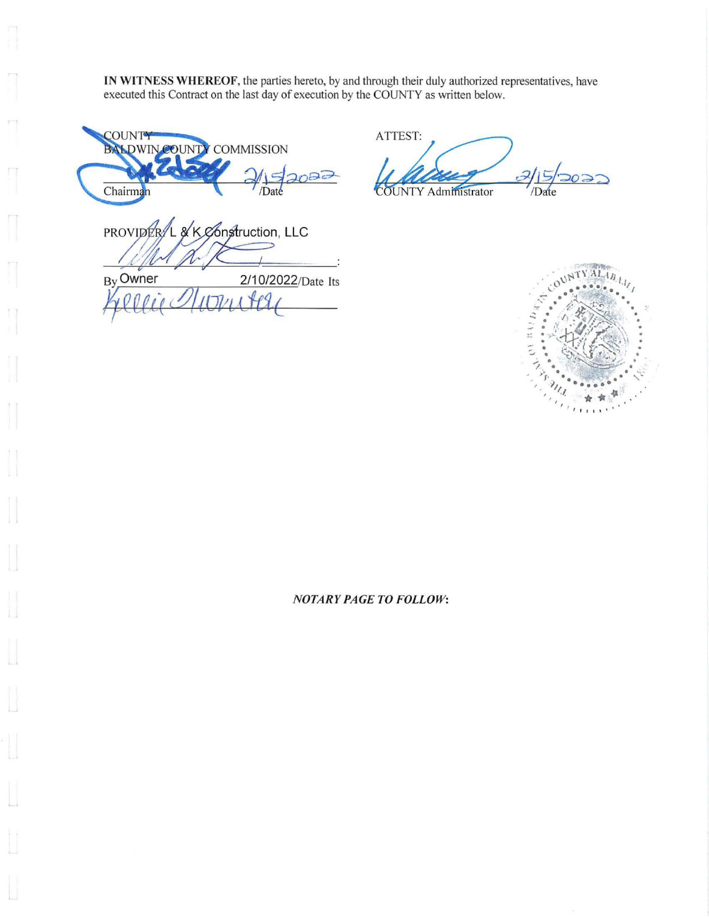**IN WITNESS WHEREOF**, the parties hereto, by and through their duly authorized representatives, have executed this Contract on the last day of execution by the COUNTY as written below.

COUNTY:
BALDWIN COUNTY COMMISSION

Chairman 2/15/2022 /Date

ATTEST:

COUNTY Administrator 2/15/2022 /Date

PROVIDER: L & K Construction, LLC

______________________:

By Owner 2/10/2022/Date Its

Kellie Plummer

*NOTARY PAGE TO FOLLOW*: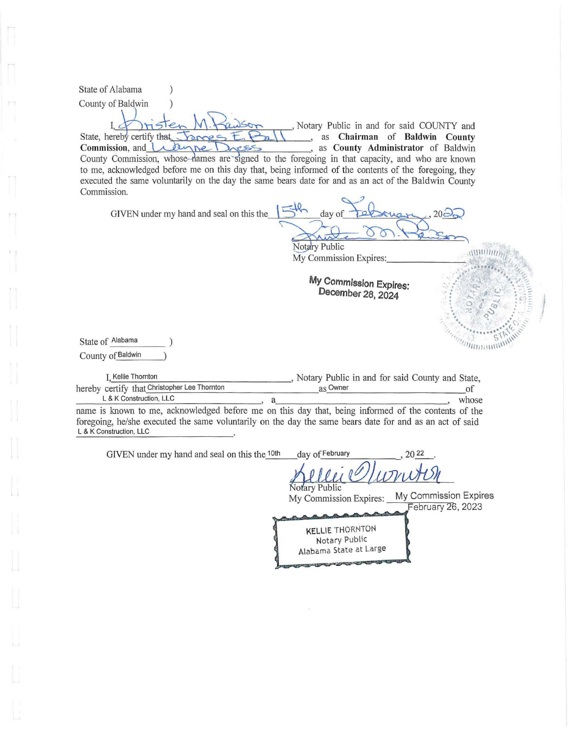State of Alabama )

County of Baldwin )

I, Kristen M. Rawson, Notary Public in and for said COUNTY and State, hereby certify that James E. Ball, as **Chairman** of **Baldwin County Commission**, and Wayne Dyess, as **County Administrator** of Baldwin County Commission, whose names are signed to the foregoing in that capacity, and who are known to me, acknowledged before me on this day that, being informed of the contents of the foregoing, they executed the same voluntarily on the day the same bears date for and as an act of the Baldwin County Commission.

GIVEN under my hand and seal on this the 15th day of February, 2022

Notary Public

My Commission Expires:

**My Commission Expires: December 28, 2024**

NOTARY PUBLIC STATE OF

State of Alabama )

County of Baldwin )

I, Kellie Thornton, Notary Public in and for said County and State, hereby certify that Christopher Lee Thornton as Owner of L & K Construction, LLC, a ______, whose name is known to me, acknowledged before me on this day that, being informed of the contents of the foregoing, he/she executed the same voluntarily on the day the same bears date for and as an act of said L & K Construction, LLC.

GIVEN under my hand and seal on this the 10th day of February, 20 22.

Notary Public

My Commission Expires: My Commission Expires February 26, 2023

KELLIE THORNTON
Notary Public
Alabama State at Large